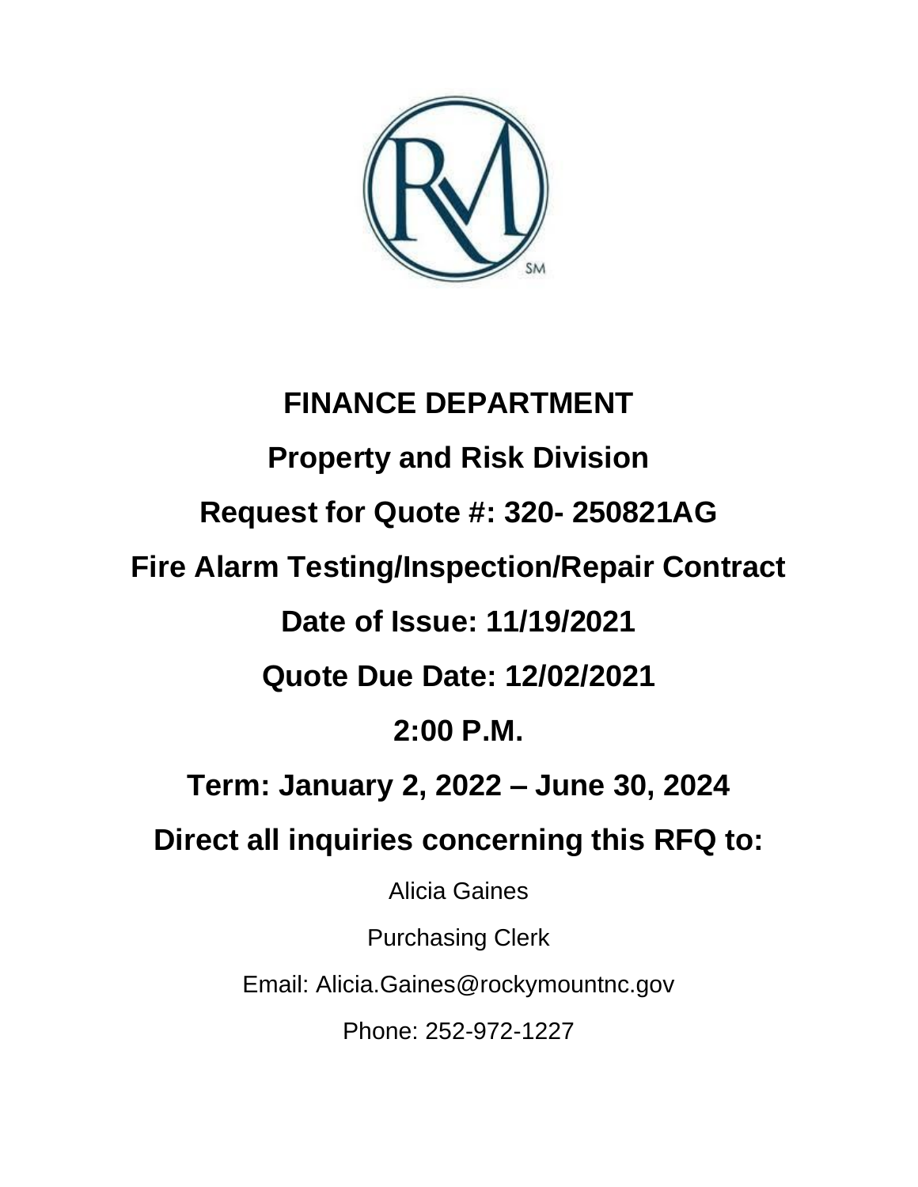# FINANCE DEPARTMENT

## Property and Risk Division

## Request for Quote #: 320- 250821AG

## Fire Alarm Testing/Inspection/Repair Contract

## Date of Issue: 11/19/2021

## Quote Due Date: 12/02/2021

## 2:00 P.M.

## Term: January 2, 2022 – June 30, 2024

## Direct all inquiries concerning this RFQ to:

Alicia Gaines

Purchasing Clerk

Email: Alicia.Gaines@rockymountnc.gov

Phone: 252-972-1227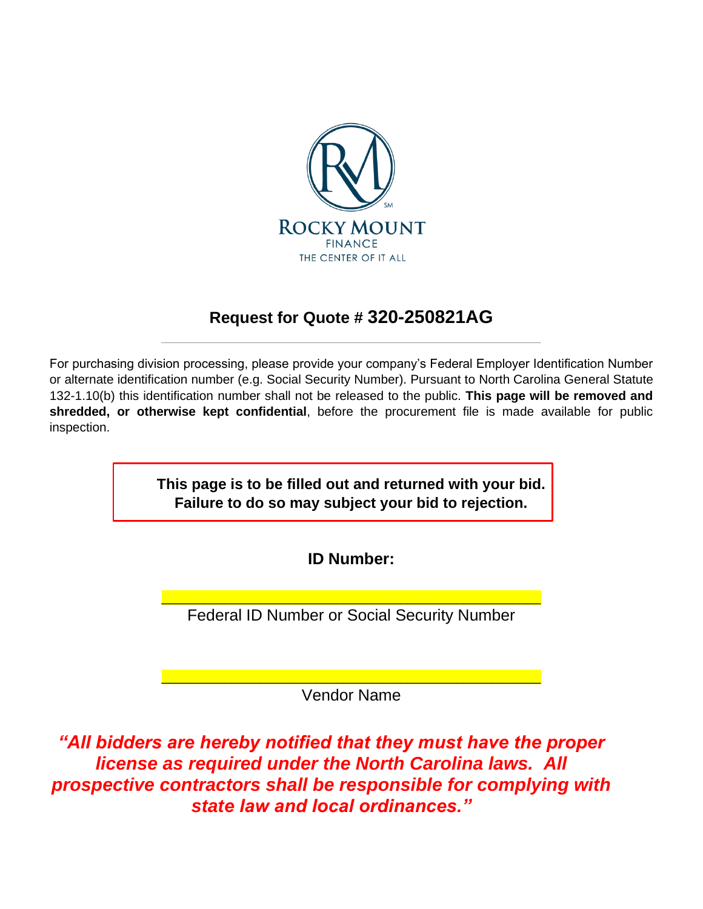ROCKY MOUNT

FINANCE

THE CENTER OF IT ALL

## Request for Quote # 320-250821AG

---

For purchasing division processing, please provide your company's Federal Employer Identification Number or alternate identification number (e.g. Social Security Number). Pursuant to North Carolina General Statute 132-1.10(b) this identification number shall not be released to the public. **This page will be removed and shredded, or otherwise kept confidential**, before the procurement file is made available for public inspection.

**This page is to be filled out and returned with your bid. Failure to do so may subject your bid to rejection.**

**ID Number:**

______________________________________

Federal ID Number or Social Security Number

______________________________________

Vendor Name

***"All bidders are hereby notified that they must have the proper license as required under the North Carolina laws. All prospective contractors shall be responsible for complying with state law and local ordinances."***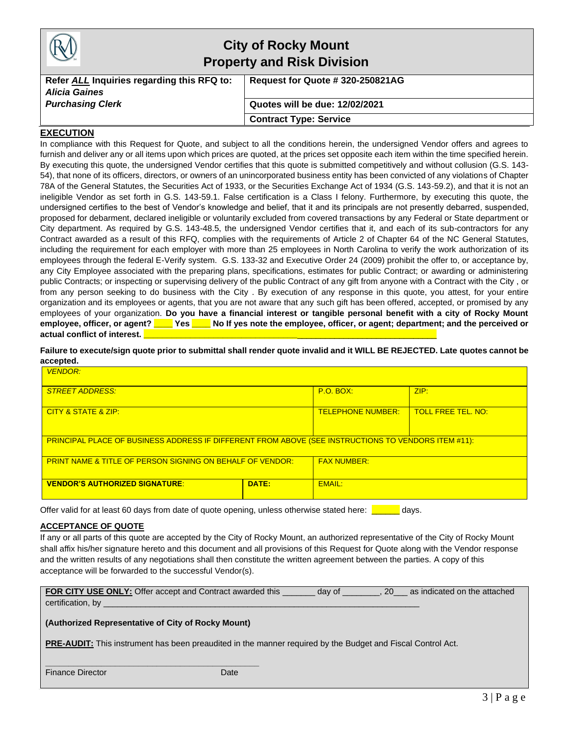# City of Rocky Mount
## Property and Risk Division

| Refer *ALL* Inquiries regarding this RFQ to: ***Alicia Gaines*** ***Purchasing Clerk*** | **Request for Quote # 320-250821AG** |
|---|---|
| | **Quotes will be due: 12/02/2021** |
| | **Contract Type: Service** |

### EXECUTION

In compliance with this Request for Quote, and subject to all the conditions herein, the undersigned Vendor offers and agrees to furnish and deliver any or all items upon which prices are quoted, at the prices set opposite each item within the time specified herein. By executing this quote, the undersigned Vendor certifies that this quote is submitted competitively and without collusion (G.S. 143-54), that none of its officers, directors, or owners of an unincorporated business entity has been convicted of any violations of Chapter 78A of the General Statutes, the Securities Act of 1933, or the Securities Exchange Act of 1934 (G.S. 143-59.2), and that it is not an ineligible Vendor as set forth in G.S. 143-59.1. False certification is a Class I felony. Furthermore, by executing this quote, the undersigned certifies to the best of Vendor's knowledge and belief, that it and its principals are not presently debarred, suspended, proposed for debarment, declared ineligible or voluntarily excluded from covered transactions by any Federal or State department or City department. As required by G.S. 143-48.5, the undersigned Vendor certifies that it, and each of its sub-contractors for any Contract awarded as a result of this RFQ, complies with the requirements of Article 2 of Chapter 64 of the NC General Statutes, including the requirement for each employer with more than 25 employees in North Carolina to verify the work authorization of its employees through the federal E-Verify system. G.S. 133-32 and Executive Order 24 (2009) prohibit the offer to, or acceptance by, any City Employee associated with the preparing plans, specifications, estimates for public Contract; or awarding or administering public Contracts; or inspecting or supervising delivery of the public Contract of any gift from anyone with a Contract with the City , or from any person seeking to do business with the City . By execution of any response in this quote, you attest, for your entire organization and its employees or agents, that you are not aware that any such gift has been offered, accepted, or promised by any employees of your organization. **Do you have a financial interest or tangible personal benefit with a city of Rocky Mount employee, officer, or agent? ____ Yes ____ No If yes note the employee, officer, or agent; department; and the perceived or actual conflict of interest. ____________________________________________________________**

**Failure to execute/sign quote prior to submittal shall render quote invalid and it WILL BE REJECTED. Late quotes cannot be accepted.**

| *VENDOR:* | | | |
|---|---|---|---|
| *STREET ADDRESS:* | | P.O. BOX: | ZIP: |
| CITY & STATE & ZIP: | | TELEPHONE NUMBER: | TOLL FREE TEL. NO: |
| PRINCIPAL PLACE OF BUSINESS ADDRESS IF DIFFERENT FROM ABOVE (SEE INSTRUCTIONS TO VENDORS ITEM #11): | | | |
| PRINT NAME & TITLE OF PERSON SIGNING ON BEHALF OF VENDOR: | | FAX NUMBER: | |
| **VENDOR'S AUTHORIZED SIGNATURE**: | **DATE:** | EMAIL: | |

Offer valid for at least 60 days from date of quote opening, unless otherwise stated here: ______ days.

### ACCEPTANCE OF QUOTE

If any or all parts of this quote are accepted by the City of Rocky Mount, an authorized representative of the City of Rocky Mount shall affix his/her signature hereto and this document and all provisions of this Request for Quote along with the Vendor response and the written results of any negotiations shall then constitute the written agreement between the parties. A copy of this acceptance will be forwarded to the successful Vendor(s).

**FOR CITY USE ONLY:** Offer accept and Contract awarded this _______ day of ________, 20___ as indicated on the attached certification, by ______________________________________________________________________

**(Authorized Representative of City of Rocky Mount)**

**PRE-AUDIT:** This instrument has been preaudited in the manner required by the Budget and Fiscal Control Act.

_____________________________________________

Finance Director　　　　　　　　　　Date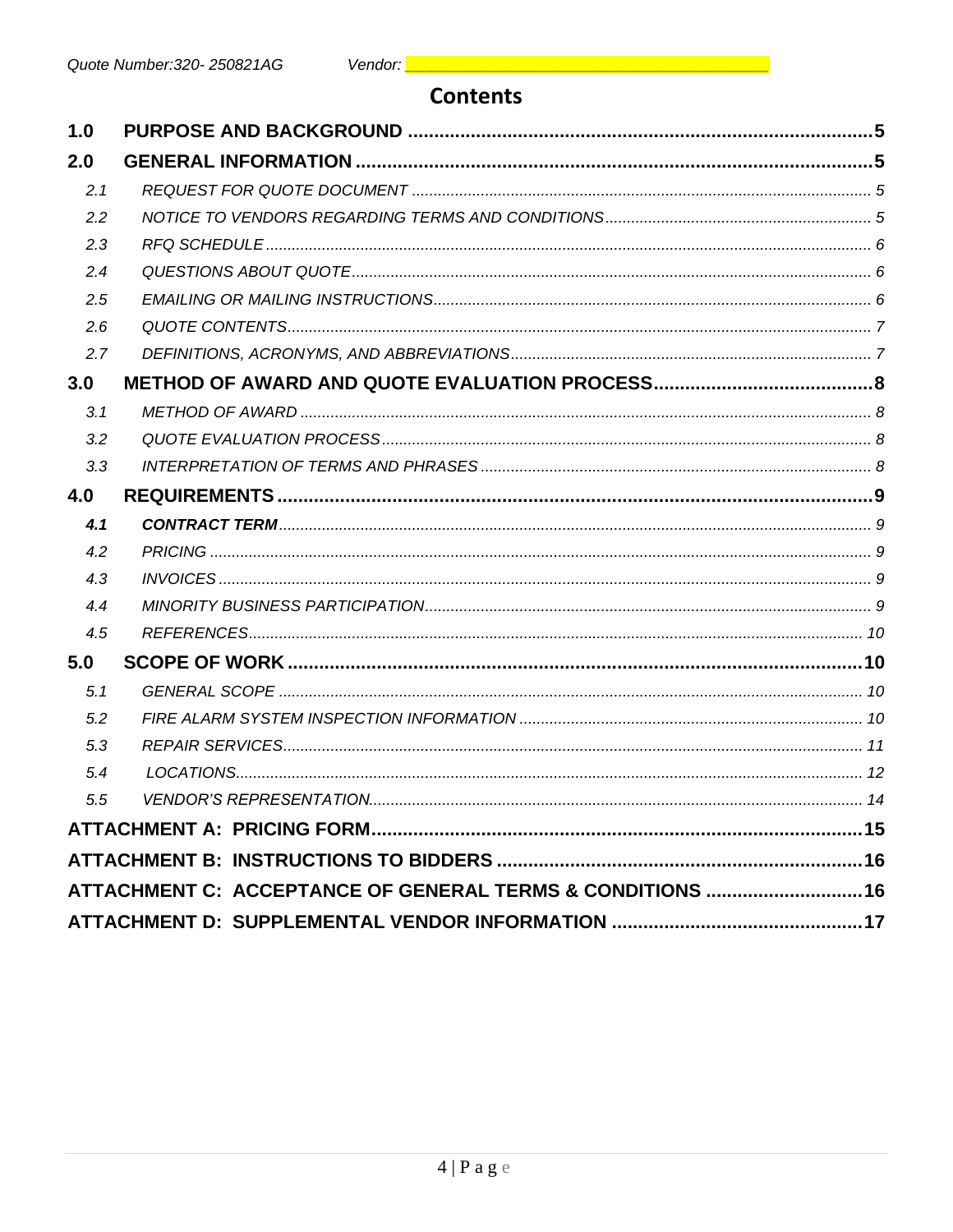# Contents

| | | |
|---|---|---|
| **1.0** | **PURPOSE AND BACKGROUND** | **5** |
| **2.0** | **GENERAL INFORMATION** | **5** |
| *2.1* | *REQUEST FOR QUOTE DOCUMENT* | *5* |
| *2.2* | *NOTICE TO VENDORS REGARDING TERMS AND CONDITIONS* | *5* |
| *2.3* | *RFQ SCHEDULE* | *6* |
| *2.4* | *QUESTIONS ABOUT QUOTE* | *6* |
| *2.5* | *EMAILING OR MAILING INSTRUCTIONS* | *6* |
| *2.6* | *QUOTE CONTENTS* | *7* |
| *2.7* | *DEFINITIONS, ACRONYMS, AND ABBREVIATIONS* | *7* |
| **3.0** | **METHOD OF AWARD AND QUOTE EVALUATION PROCESS** | **8** |
| *3.1* | *METHOD OF AWARD* | *8* |
| *3.2* | *QUOTE EVALUATION PROCESS* | *8* |
| *3.3* | *INTERPRETATION OF TERMS AND PHRASES* | *8* |
| **4.0** | **REQUIREMENTS** | **9** |
| ***4.1*** | ***CONTRACT TERM*** | *9* |
| *4.2* | *PRICING* | *9* |
| *4.3* | *INVOICES* | *9* |
| *4.4* | *MINORITY BUSINESS PARTICIPATION* | *9* |
| *4.5* | *REFERENCES* | *10* |
| **5.0** | **SCOPE OF WORK** | **10** |
| *5.1* | *GENERAL SCOPE* | *10* |
| *5.2* | *FIRE ALARM SYSTEM INSPECTION INFORMATION* | *10* |
| *5.3* | *REPAIR SERVICES* | *11* |
| *5.4* | *LOCATIONS* | *12* |
| *5.5* | *VENDOR'S REPRESENTATION* | *14* |
| | **ATTACHMENT A: PRICING FORM** | **15** |
| | **ATTACHMENT B: INSTRUCTIONS TO BIDDERS** | **16** |
| | **ATTACHMENT C: ACCEPTANCE OF GENERAL TERMS & CONDITIONS** | **16** |
| | **ATTACHMENT D: SUPPLEMENTAL VENDOR INFORMATION** | **17** |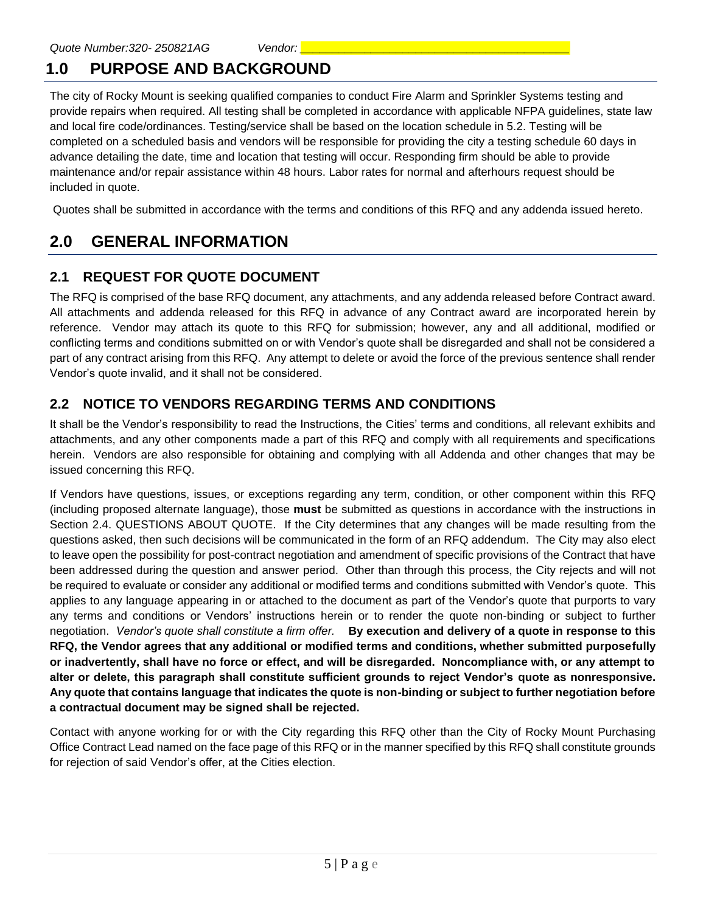*Quote Number:320- 250821AG* *Vendor: \_\_\_\_\_\_\_\_\_\_\_\_\_\_\_\_\_\_\_\_\_\_\_\_\_\_\_\_\_\_\_\_\_\_\_\_\_\_*

# 1.0 PURPOSE AND BACKGROUND

The city of Rocky Mount is seeking qualified companies to conduct Fire Alarm and Sprinkler Systems testing and provide repairs when required. All testing shall be completed in accordance with applicable NFPA guidelines, state law and local fire code/ordinances. Testing/service shall be based on the location schedule in 5.2. Testing will be completed on a scheduled basis and vendors will be responsible for providing the city a testing schedule 60 days in advance detailing the date, time and location that testing will occur. Responding firm should be able to provide maintenance and/or repair assistance within 48 hours. Labor rates for normal and afterhours request should be included in quote.

Quotes shall be submitted in accordance with the terms and conditions of this RFQ and any addenda issued hereto.

# 2.0 GENERAL INFORMATION

## 2.1 REQUEST FOR QUOTE DOCUMENT

The RFQ is comprised of the base RFQ document, any attachments, and any addenda released before Contract award. All attachments and addenda released for this RFQ in advance of any Contract award are incorporated herein by reference. Vendor may attach its quote to this RFQ for submission; however, any and all additional, modified or conflicting terms and conditions submitted on or with Vendor's quote shall be disregarded and shall not be considered a part of any contract arising from this RFQ. Any attempt to delete or avoid the force of the previous sentence shall render Vendor's quote invalid, and it shall not be considered.

## 2.2 NOTICE TO VENDORS REGARDING TERMS AND CONDITIONS

It shall be the Vendor's responsibility to read the Instructions, the Cities' terms and conditions, all relevant exhibits and attachments, and any other components made a part of this RFQ and comply with all requirements and specifications herein. Vendors are also responsible for obtaining and complying with all Addenda and other changes that may be issued concerning this RFQ.

If Vendors have questions, issues, or exceptions regarding any term, condition, or other component within this RFQ (including proposed alternate language), those **must** be submitted as questions in accordance with the instructions in Section 2.4. QUESTIONS ABOUT QUOTE. If the City determines that any changes will be made resulting from the questions asked, then such decisions will be communicated in the form of an RFQ addendum. The City may also elect to leave open the possibility for post-contract negotiation and amendment of specific provisions of the Contract that have been addressed during the question and answer period. Other than through this process, the City rejects and will not be required to evaluate or consider any additional or modified terms and conditions submitted with Vendor's quote. This applies to any language appearing in or attached to the document as part of the Vendor's quote that purports to vary any terms and conditions or Vendors' instructions herein or to render the quote non-binding or subject to further negotiation. *Vendor's quote shall constitute a firm offer.* **By execution and delivery of a quote in response to this RFQ, the Vendor agrees that any additional or modified terms and conditions, whether submitted purposefully or inadvertently, shall have no force or effect, and will be disregarded. Noncompliance with, or any attempt to alter or delete, this paragraph shall constitute sufficient grounds to reject Vendor's quote as nonresponsive. Any quote that contains language that indicates the quote is non-binding or subject to further negotiation before a contractual document may be signed shall be rejected.**

Contact with anyone working for or with the City regarding this RFQ other than the City of Rocky Mount Purchasing Office Contract Lead named on the face page of this RFQ or in the manner specified by this RFQ shall constitute grounds for rejection of said Vendor's offer, at the Cities election.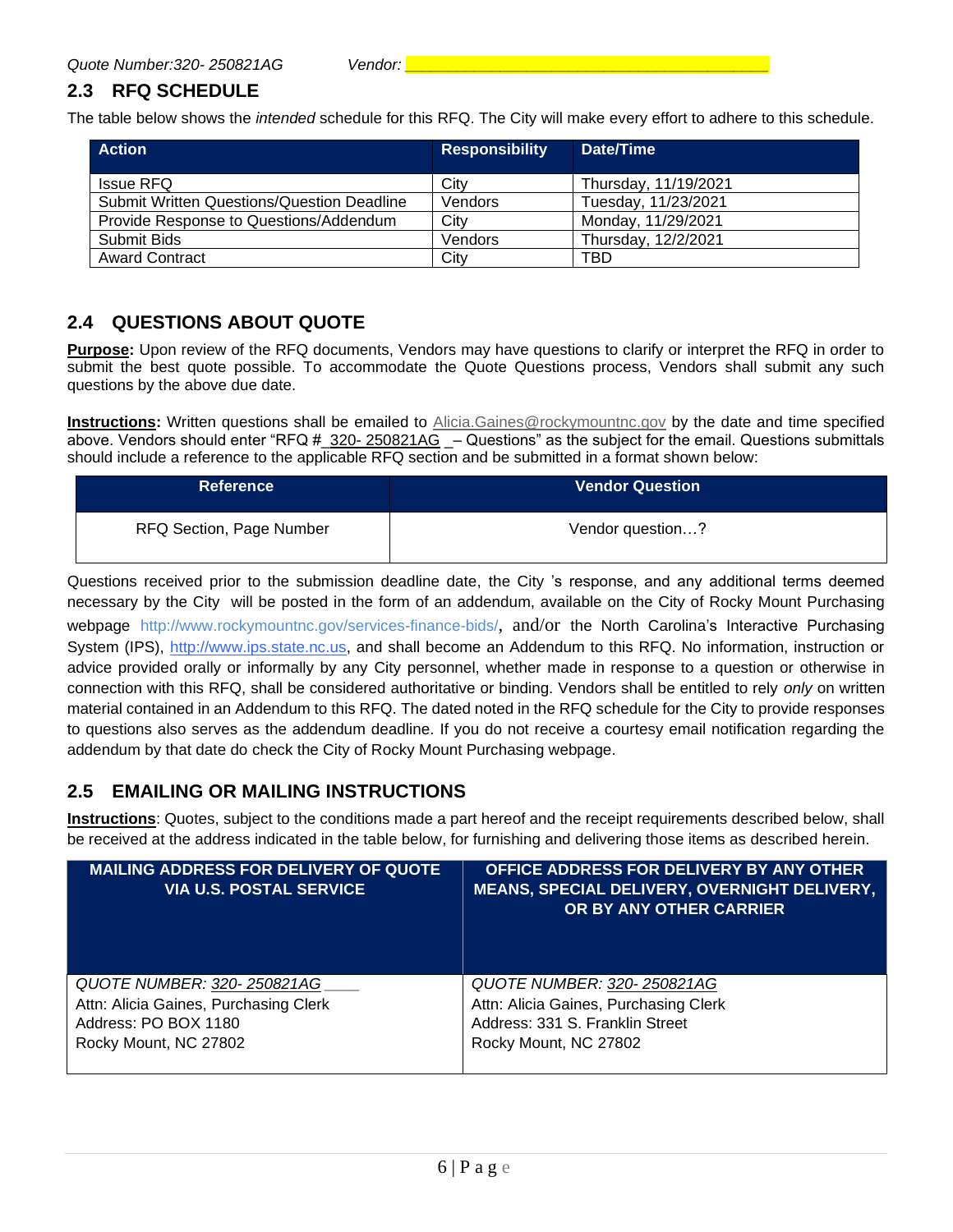Quote Number:320- 250821AG    Vendor: ______________________________

## 2.3 RFQ SCHEDULE

The table below shows the *intended* schedule for this RFQ. The City will make every effort to adhere to this schedule.

| Action | Responsibility | Date/Time |
|---|---|---|
| Issue RFQ | City | Thursday, 11/19/2021 |
| Submit Written Questions/Question Deadline | Vendors | Tuesday, 11/23/2021 |
| Provide Response to Questions/Addendum | City | Monday, 11/29/2021 |
| Submit Bids | Vendors | Thursday, 12/2/2021 |
| Award Contract | City | TBD |

## 2.4 QUESTIONS ABOUT QUOTE

**Purpose:** Upon review of the RFQ documents, Vendors may have questions to clarify or interpret the RFQ in order to submit the best quote possible. To accommodate the Quote Questions process, Vendors shall submit any such questions by the above due date.

**Instructions:** Written questions shall be emailed to Alicia.Gaines@rockymountnc.gov by the date and time specified above. Vendors should enter "RFQ # 320- 250821AG – Questions" as the subject for the email. Questions submittals should include a reference to the applicable RFQ section and be submitted in a format shown below:

| Reference | Vendor Question |
|---|---|
| RFQ Section, Page Number | Vendor question…? |

Questions received prior to the submission deadline date, the City 's response, and any additional terms deemed necessary by the City will be posted in the form of an addendum, available on the City of Rocky Mount Purchasing webpage http://www.rockymountnc.gov/services-finance-bids/, and/or the North Carolina's Interactive Purchasing System (IPS), http://www.ips.state.nc.us, and shall become an Addendum to this RFQ. No information, instruction or advice provided orally or informally by any City personnel, whether made in response to a question or otherwise in connection with this RFQ, shall be considered authoritative or binding. Vendors shall be entitled to rely *only* on written material contained in an Addendum to this RFQ. The dated noted in the RFQ schedule for the City to provide responses to questions also serves as the addendum deadline. If you do not receive a courtesy email notification regarding the addendum by that date do check the City of Rocky Mount Purchasing webpage.

## 2.5 EMAILING OR MAILING INSTRUCTIONS

**Instructions**: Quotes, subject to the conditions made a part hereof and the receipt requirements described below, shall be received at the address indicated in the table below, for furnishing and delivering those items as described herein.

| MAILING ADDRESS FOR DELIVERY OF QUOTE VIA U.S. POSTAL SERVICE | OFFICE ADDRESS FOR DELIVERY BY ANY OTHER MEANS, SPECIAL DELIVERY, OVERNIGHT DELIVERY, OR BY ANY OTHER CARRIER |
|---|---|
| *QUOTE NUMBER: 320- 250821AG*<br>Attn: Alicia Gaines, Purchasing Clerk<br>Address: PO BOX 1180<br>Rocky Mount, NC 27802 | *QUOTE NUMBER: 320- 250821AG*<br>Attn: Alicia Gaines, Purchasing Clerk<br>Address: 331 S. Franklin Street<br>Rocky Mount, NC 27802 |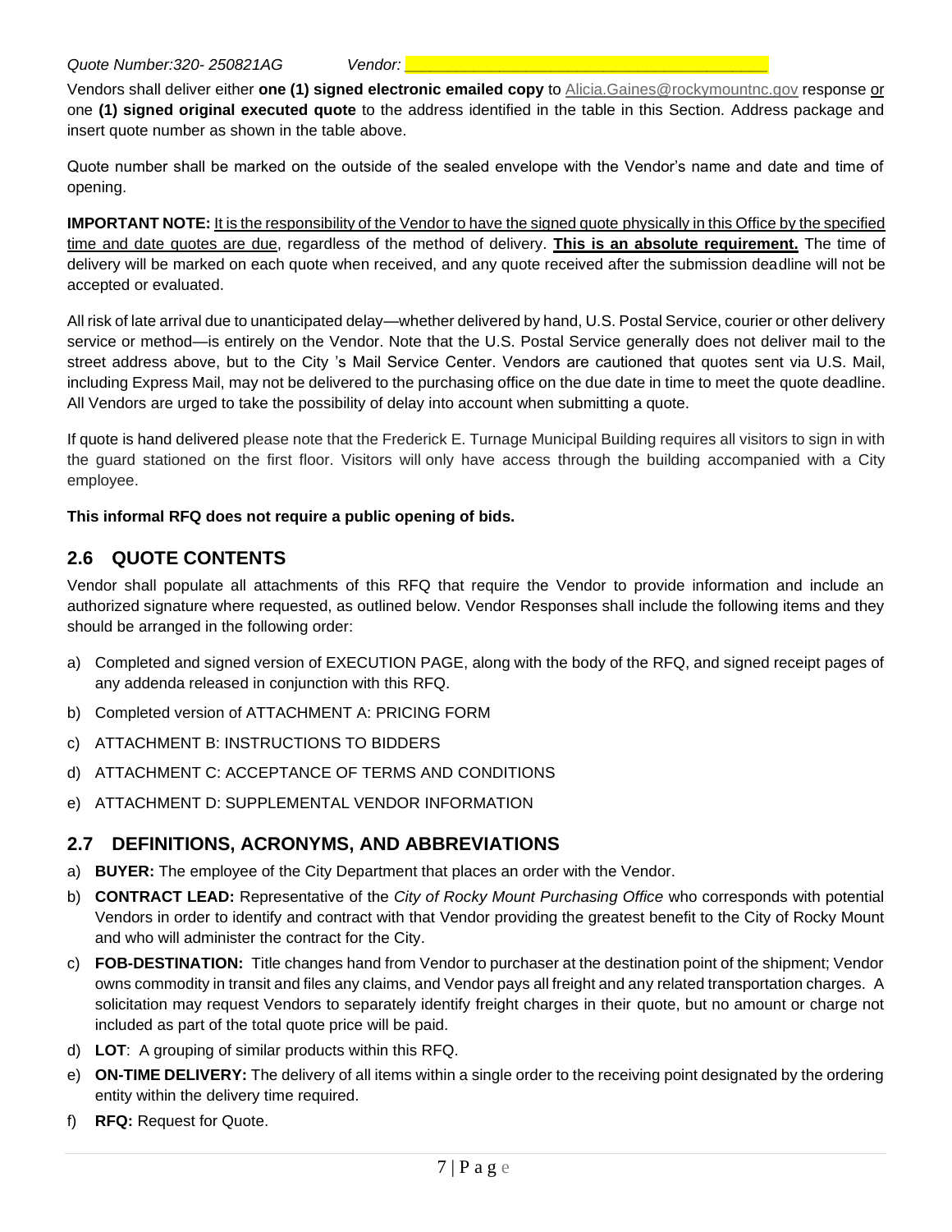Quote Number:320- 250821AG Vendor: ________________________________________

Vendors shall deliver either **one (1) signed electronic emailed copy** to Alicia.Gaines@rockymountnc.gov response or one **(1) signed original executed quote** to the address identified in the table in this Section. Address package and insert quote number as shown in the table above.

Quote number shall be marked on the outside of the sealed envelope with the Vendor's name and date and time of opening.

**IMPORTANT NOTE:** It is the responsibility of the Vendor to have the signed quote physically in this Office by the specified time and date quotes are due, regardless of the method of delivery. **This is an absolute requirement.** The time of delivery will be marked on each quote when received, and any quote received after the submission deadline will not be accepted or evaluated.

All risk of late arrival due to unanticipated delay—whether delivered by hand, U.S. Postal Service, courier or other delivery service or method—is entirely on the Vendor. Note that the U.S. Postal Service generally does not deliver mail to the street address above, but to the City 's Mail Service Center. Vendors are cautioned that quotes sent via U.S. Mail, including Express Mail, may not be delivered to the purchasing office on the due date in time to meet the quote deadline. All Vendors are urged to take the possibility of delay into account when submitting a quote.

If quote is hand delivered please note that the Frederick E. Turnage Municipal Building requires all visitors to sign in with the guard stationed on the first floor. Visitors will only have access through the building accompanied with a City employee.

**This informal RFQ does not require a public opening of bids.**

## 2.6 QUOTE CONTENTS

Vendor shall populate all attachments of this RFQ that require the Vendor to provide information and include an authorized signature where requested, as outlined below. Vendor Responses shall include the following items and they should be arranged in the following order:

a) Completed and signed version of EXECUTION PAGE, along with the body of the RFQ, and signed receipt pages of any addenda released in conjunction with this RFQ.

b) Completed version of ATTACHMENT A: PRICING FORM

c) ATTACHMENT B: INSTRUCTIONS TO BIDDERS

d) ATTACHMENT C: ACCEPTANCE OF TERMS AND CONDITIONS

e) ATTACHMENT D: SUPPLEMENTAL VENDOR INFORMATION

## 2.7 DEFINITIONS, ACRONYMS, AND ABBREVIATIONS

a) **BUYER:** The employee of the City Department that places an order with the Vendor.

b) **CONTRACT LEAD:** Representative of the *City of Rocky Mount Purchasing Office* who corresponds with potential Vendors in order to identify and contract with that Vendor providing the greatest benefit to the City of Rocky Mount and who will administer the contract for the City.

c) **FOB-DESTINATION:** Title changes hand from Vendor to purchaser at the destination point of the shipment; Vendor owns commodity in transit and files any claims, and Vendor pays all freight and any related transportation charges. A solicitation may request Vendors to separately identify freight charges in their quote, but no amount or charge not included as part of the total quote price will be paid.

d) **LOT**: A grouping of similar products within this RFQ.

e) **ON-TIME DELIVERY:** The delivery of all items within a single order to the receiving point designated by the ordering entity within the delivery time required.

f) **RFQ:** Request for Quote.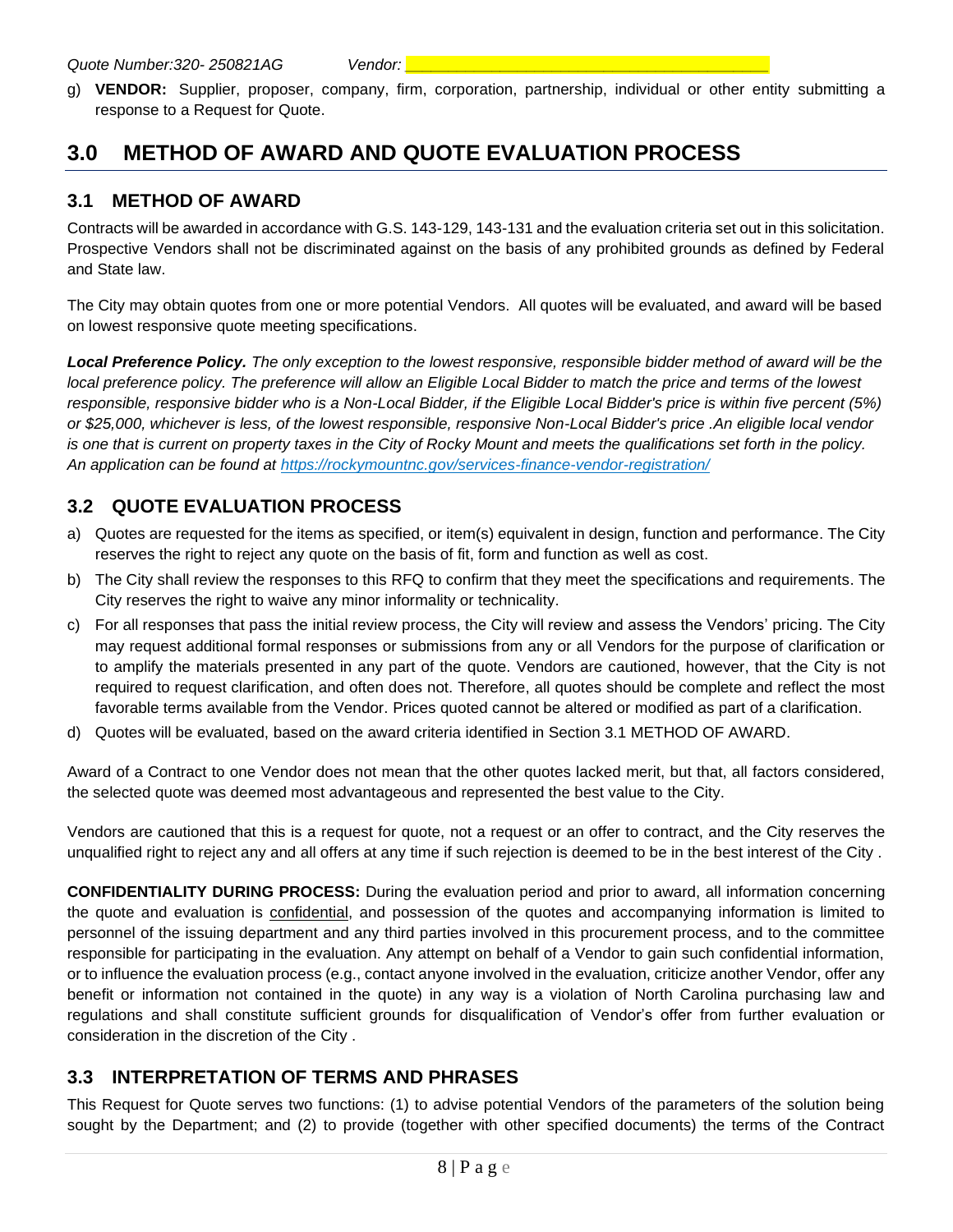g) **VENDOR:** Supplier, proposer, company, firm, corporation, partnership, individual or other entity submitting a response to a Request for Quote.

# 3.0 METHOD OF AWARD AND QUOTE EVALUATION PROCESS

## 3.1 METHOD OF AWARD

Contracts will be awarded in accordance with G.S. 143-129, 143-131 and the evaluation criteria set out in this solicitation. Prospective Vendors shall not be discriminated against on the basis of any prohibited grounds as defined by Federal and State law.

The City may obtain quotes from one or more potential Vendors. All quotes will be evaluated, and award will be based on lowest responsive quote meeting specifications.

***Local Preference Policy.*** *The only exception to the lowest responsive, responsible bidder method of award will be the local preference policy. The preference will allow an Eligible Local Bidder to match the price and terms of the lowest responsible, responsive bidder who is a Non-Local Bidder, if the Eligible Local Bidder's price is within five percent (5%) or $25,000, whichever is less, of the lowest responsible, responsive Non-Local Bidder's price .An eligible local vendor is one that is current on property taxes in the City of Rocky Mount and meets the qualifications set forth in the policy. An application can be found at [https://rockymountnc.gov/services-finance-vendor-registration/](https://rockymountnc.gov/services-finance-vendor-registration/)*

## 3.2 QUOTE EVALUATION PROCESS

a) Quotes are requested for the items as specified, or item(s) equivalent in design, function and performance. The City reserves the right to reject any quote on the basis of fit, form and function as well as cost.

b) The City shall review the responses to this RFQ to confirm that they meet the specifications and requirements. The City reserves the right to waive any minor informality or technicality.

c) For all responses that pass the initial review process, the City will review and assess the Vendors' pricing. The City may request additional formal responses or submissions from any or all Vendors for the purpose of clarification or to amplify the materials presented in any part of the quote. Vendors are cautioned, however, that the City is not required to request clarification, and often does not. Therefore, all quotes should be complete and reflect the most favorable terms available from the Vendor. Prices quoted cannot be altered or modified as part of a clarification.

d) Quotes will be evaluated, based on the award criteria identified in Section 3.1 METHOD OF AWARD.

Award of a Contract to one Vendor does not mean that the other quotes lacked merit, but that, all factors considered, the selected quote was deemed most advantageous and represented the best value to the City.

Vendors are cautioned that this is a request for quote, not a request or an offer to contract, and the City reserves the unqualified right to reject any and all offers at any time if such rejection is deemed to be in the best interest of the City .

**CONFIDENTIALITY DURING PROCESS:** During the evaluation period and prior to award, all information concerning the quote and evaluation is confidential, and possession of the quotes and accompanying information is limited to personnel of the issuing department and any third parties involved in this procurement process, and to the committee responsible for participating in the evaluation. Any attempt on behalf of a Vendor to gain such confidential information, or to influence the evaluation process (e.g., contact anyone involved in the evaluation, criticize another Vendor, offer any benefit or information not contained in the quote) in any way is a violation of North Carolina purchasing law and regulations and shall constitute sufficient grounds for disqualification of Vendor's offer from further evaluation or consideration in the discretion of the City .

## 3.3 INTERPRETATION OF TERMS AND PHRASES

This Request for Quote serves two functions: (1) to advise potential Vendors of the parameters of the solution being sought by the Department; and (2) to provide (together with other specified documents) the terms of the Contract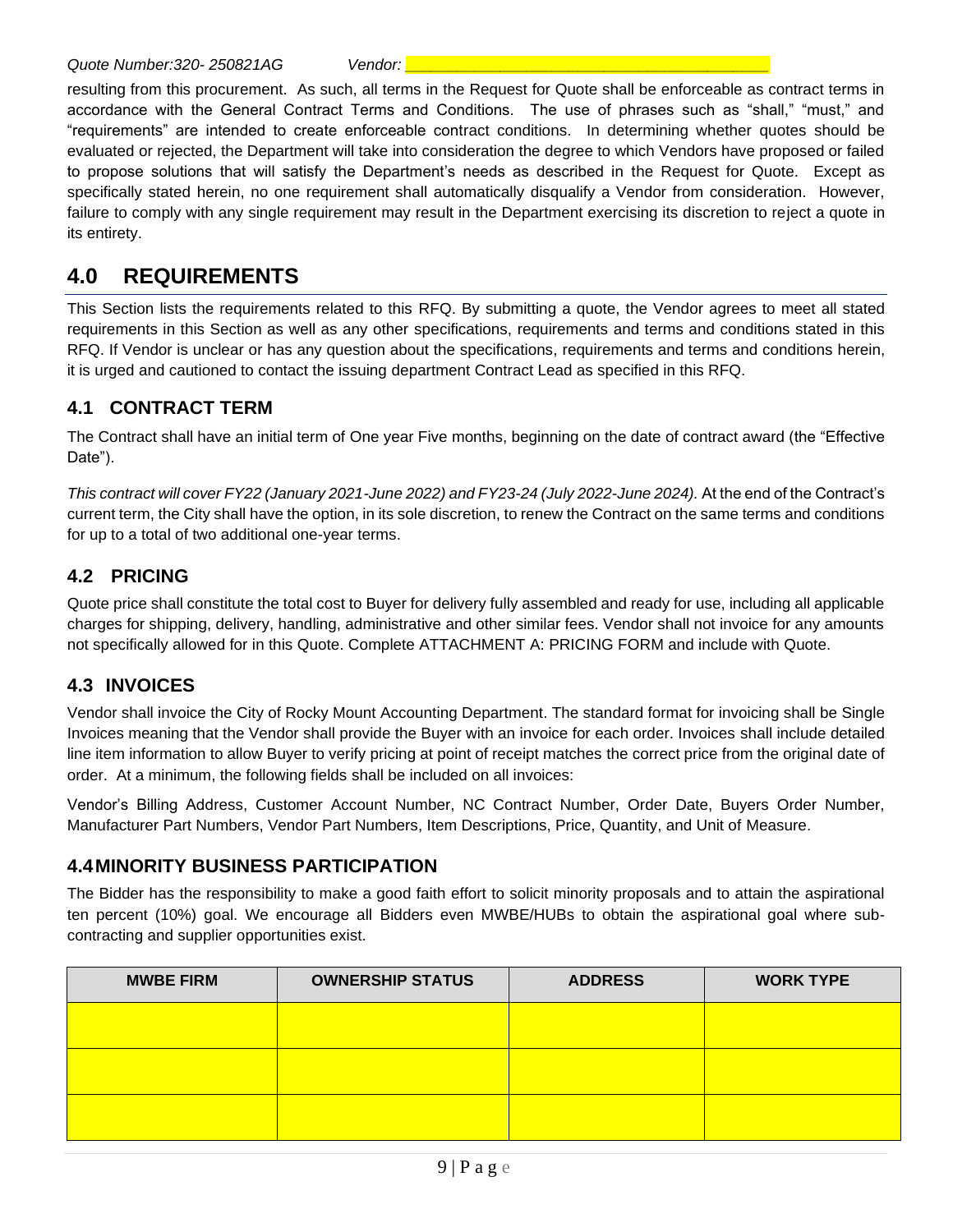resulting from this procurement. As such, all terms in the Request for Quote shall be enforceable as contract terms in accordance with the General Contract Terms and Conditions. The use of phrases such as “shall,” “must,” and “requirements” are intended to create enforceable contract conditions. In determining whether quotes should be evaluated or rejected, the Department will take into consideration the degree to which Vendors have proposed or failed to propose solutions that will satisfy the Department’s needs as described in the Request for Quote. Except as specifically stated herein, no one requirement shall automatically disqualify a Vendor from consideration. However, failure to comply with any single requirement may result in the Department exercising its discretion to reject a quote in its entirety.

# 4.0 REQUIREMENTS

This Section lists the requirements related to this RFQ. By submitting a quote, the Vendor agrees to meet all stated requirements in this Section as well as any other specifications, requirements and terms and conditions stated in this RFQ. If Vendor is unclear or has any question about the specifications, requirements and terms and conditions herein, it is urged and cautioned to contact the issuing department Contract Lead as specified in this RFQ.

## 4.1 CONTRACT TERM

The Contract shall have an initial term of One year Five months, beginning on the date of contract award (the “Effective Date”).

*This contract will cover FY22 (January 2021-June 2022) and FY23-24 (July 2022-June 2024).* At the end of the Contract’s current term, the City shall have the option, in its sole discretion, to renew the Contract on the same terms and conditions for up to a total of two additional one-year terms.

## 4.2 PRICING

Quote price shall constitute the total cost to Buyer for delivery fully assembled and ready for use, including all applicable charges for shipping, delivery, handling, administrative and other similar fees. Vendor shall not invoice for any amounts not specifically allowed for in this Quote. Complete ATTACHMENT A: PRICING FORM and include with Quote.

## 4.3 INVOICES

Vendor shall invoice the City of Rocky Mount Accounting Department. The standard format for invoicing shall be Single Invoices meaning that the Vendor shall provide the Buyer with an invoice for each order. Invoices shall include detailed line item information to allow Buyer to verify pricing at point of receipt matches the correct price from the original date of order. At a minimum, the following fields shall be included on all invoices:

Vendor’s Billing Address, Customer Account Number, NC Contract Number, Order Date, Buyers Order Number, Manufacturer Part Numbers, Vendor Part Numbers, Item Descriptions, Price, Quantity, and Unit of Measure.

## 4.4 MINORITY BUSINESS PARTICIPATION

The Bidder has the responsibility to make a good faith effort to solicit minority proposals and to attain the aspirational ten percent (10%) goal. We encourage all Bidders even MWBE/HUBs to obtain the aspirational goal where sub-contracting and supplier opportunities exist.

| MWBE FIRM | OWNERSHIP STATUS | ADDRESS | WORK TYPE |
|---|---|---|---|
| | | | |
| | | | |
| | | | |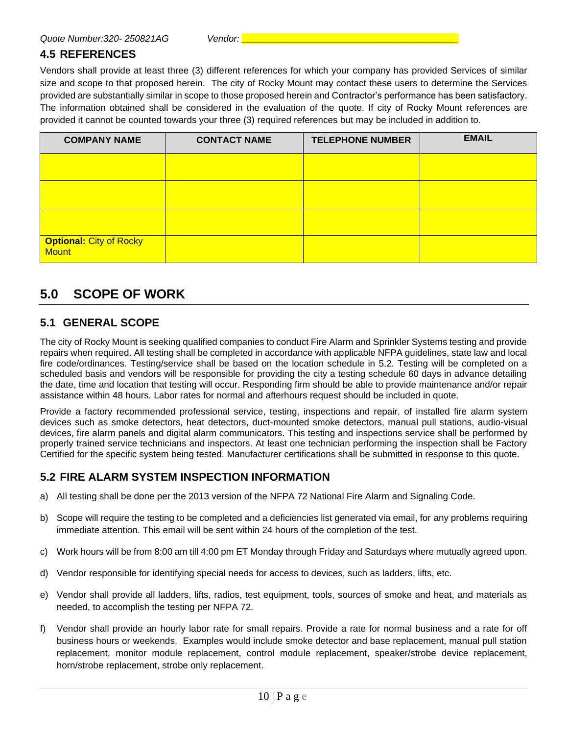Quote Number:320- 250821AG Vendor: ___________________________________________

### 4.5 REFERENCES

Vendors shall provide at least three (3) different references for which your company has provided Services of similar size and scope to that proposed herein. The city of Rocky Mount may contact these users to determine the Services provided are substantially similar in scope to those proposed herein and Contractor's performance has been satisfactory. The information obtained shall be considered in the evaluation of the quote. If city of Rocky Mount references are provided it cannot be counted towards your three (3) required references but may be included in addition to.

| COMPANY NAME | CONTACT NAME | TELEPHONE NUMBER | EMAIL |
|---|---|---|---|
| | | | |
| | | | |
| | | | |
| **Optional:** City of Rocky Mount | | | |

## 5.0 SCOPE OF WORK

### 5.1 GENERAL SCOPE

The city of Rocky Mount is seeking qualified companies to conduct Fire Alarm and Sprinkler Systems testing and provide repairs when required. All testing shall be completed in accordance with applicable NFPA guidelines, state law and local fire code/ordinances. Testing/service shall be based on the location schedule in 5.2. Testing will be completed on a scheduled basis and vendors will be responsible for providing the city a testing schedule 60 days in advance detailing the date, time and location that testing will occur. Responding firm should be able to provide maintenance and/or repair assistance within 48 hours. Labor rates for normal and afterhours request should be included in quote.

Provide a factory recommended professional service, testing, inspections and repair, of installed fire alarm system devices such as smoke detectors, heat detectors, duct-mounted smoke detectors, manual pull stations, audio-visual devices, fire alarm panels and digital alarm communicators. This testing and inspections service shall be performed by properly trained service technicians and inspectors. At least one technician performing the inspection shall be Factory Certified for the specific system being tested. Manufacturer certifications shall be submitted in response to this quote.

### 5.2 FIRE ALARM SYSTEM INSPECTION INFORMATION

a) All testing shall be done per the 2013 version of the NFPA 72 National Fire Alarm and Signaling Code.

b) Scope will require the testing to be completed and a deficiencies list generated via email, for any problems requiring immediate attention. This email will be sent within 24 hours of the completion of the test.

c) Work hours will be from 8:00 am till 4:00 pm ET Monday through Friday and Saturdays where mutually agreed upon.

d) Vendor responsible for identifying special needs for access to devices, such as ladders, lifts, etc.

e) Vendor shall provide all ladders, lifts, radios, test equipment, tools, sources of smoke and heat, and materials as needed, to accomplish the testing per NFPA 72.

f) Vendor shall provide an hourly labor rate for small repairs. Provide a rate for normal business and a rate for off business hours or weekends. Examples would include smoke detector and base replacement, manual pull station replacement, monitor module replacement, control module replacement, speaker/strobe device replacement, horn/strobe replacement, strobe only replacement.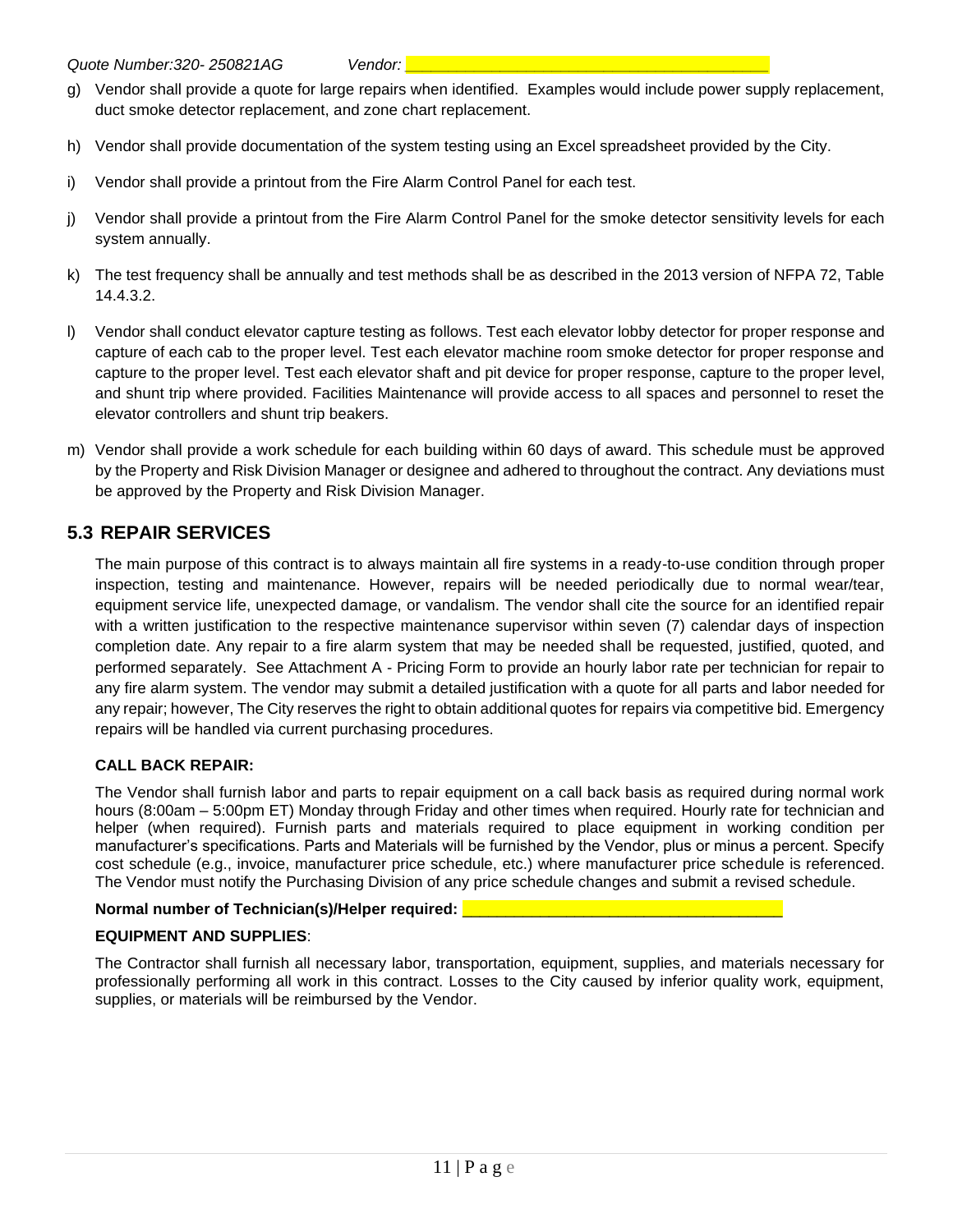g) Vendor shall provide a quote for large repairs when identified. Examples would include power supply replacement, duct smoke detector replacement, and zone chart replacement.

h) Vendor shall provide documentation of the system testing using an Excel spreadsheet provided by the City.

i) Vendor shall provide a printout from the Fire Alarm Control Panel for each test.

j) Vendor shall provide a printout from the Fire Alarm Control Panel for the smoke detector sensitivity levels for each system annually.

k) The test frequency shall be annually and test methods shall be as described in the 2013 version of NFPA 72, Table 14.4.3.2.

l) Vendor shall conduct elevator capture testing as follows. Test each elevator lobby detector for proper response and capture of each cab to the proper level. Test each elevator machine room smoke detector for proper response and capture to the proper level. Test each elevator shaft and pit device for proper response, capture to the proper level, and shunt trip where provided. Facilities Maintenance will provide access to all spaces and personnel to reset the elevator controllers and shunt trip beakers.

m) Vendor shall provide a work schedule for each building within 60 days of award. This schedule must be approved by the Property and Risk Division Manager or designee and adhered to throughout the contract. Any deviations must be approved by the Property and Risk Division Manager.

## 5.3 REPAIR SERVICES

The main purpose of this contract is to always maintain all fire systems in a ready-to-use condition through proper inspection, testing and maintenance. However, repairs will be needed periodically due to normal wear/tear, equipment service life, unexpected damage, or vandalism. The vendor shall cite the source for an identified repair with a written justification to the respective maintenance supervisor within seven (7) calendar days of inspection completion date. Any repair to a fire alarm system that may be needed shall be requested, justified, quoted, and performed separately. See Attachment A - Pricing Form to provide an hourly labor rate per technician for repair to any fire alarm system. The vendor may submit a detailed justification with a quote for all parts and labor needed for any repair; however, The City reserves the right to obtain additional quotes for repairs via competitive bid. Emergency repairs will be handled via current purchasing procedures.

**CALL BACK REPAIR:**

The Vendor shall furnish labor and parts to repair equipment on a call back basis as required during normal work hours (8:00am – 5:00pm ET) Monday through Friday and other times when required. Hourly rate for technician and helper (when required). Furnish parts and materials required to place equipment in working condition per manufacturer's specifications. Parts and Materials will be furnished by the Vendor, plus or minus a percent. Specify cost schedule (e.g., invoice, manufacturer price schedule, etc.) where manufacturer price schedule is referenced. The Vendor must notify the Purchasing Division of any price schedule changes and submit a revised schedule.

**Normal number of Technician(s)/Helper required:** ___________________________________

**EQUIPMENT AND SUPPLIES**:

The Contractor shall furnish all necessary labor, transportation, equipment, supplies, and materials necessary for professionally performing all work in this contract. Losses to the City caused by inferior quality work, equipment, supplies, or materials will be reimbursed by the Vendor.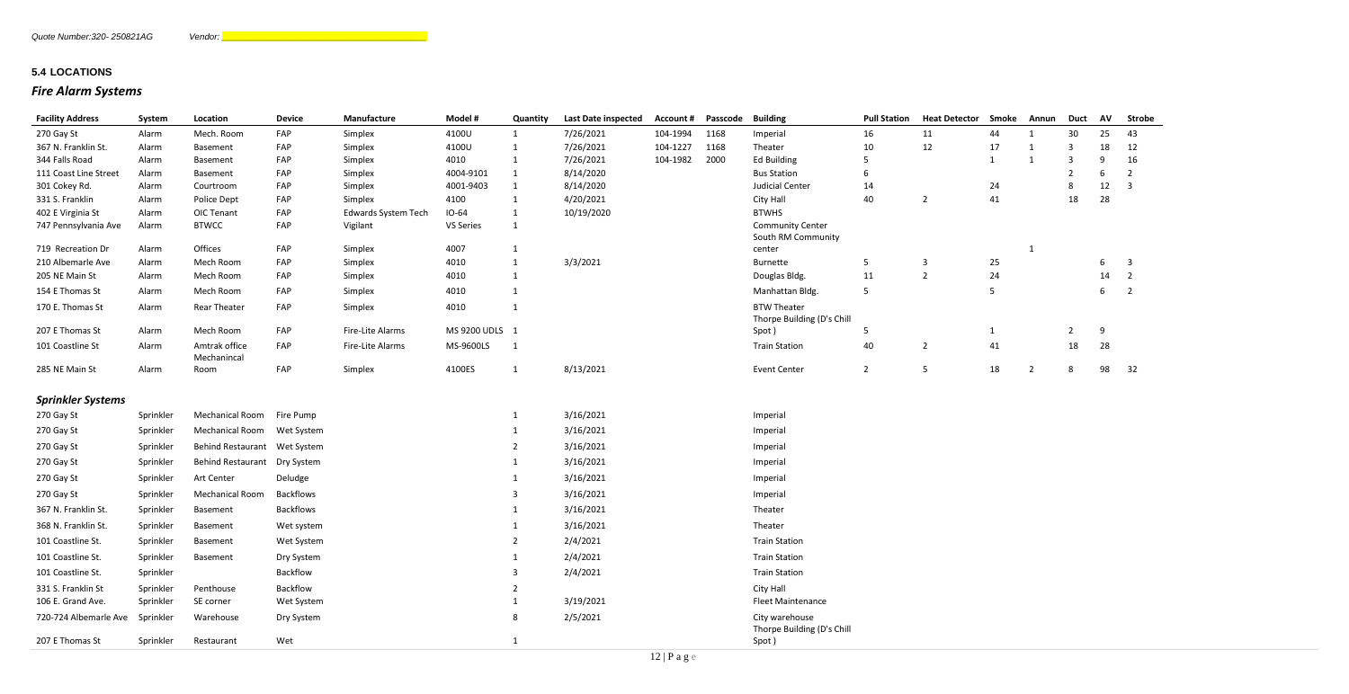Quote Number:320- 250821AG    Vendor: ____________________

### 5.4 LOCATIONS

## *Fire Alarm Systems*

| Facility Address | System | Location | Device | Manufacture | Model # | Quantity | Last Date inspected | Account # | Passcode | Building | Pull Station | Heat Detector | Smoke | Annun | Duct | AV | Strobe |
|---|---|---|---|---|---|---|---|---|---|---|---|---|---|---|---|---|---|
| 270 Gay St | Alarm | Mech. Room | FAP | Simplex | 4100U | 1 | 7/26/2021 | 104-1994 | 1168 | Imperial | 16 | 11 | 44 | 1 | 30 | 25 | 43 |
| 367 N. Franklin St. | Alarm | Basement | FAP | Simplex | 4100U | 1 | 7/26/2021 | 104-1227 | 1168 | Theater | 10 | 12 | 17 | 1 | 3 | 18 | 12 |
| 344 Falls Road | Alarm | Basement | FAP | Simplex | 4010 | 1 | 7/26/2021 | 104-1982 | 2000 | Ed Building | 5 | | 1 | 1 | 3 | 9 | 16 |
| 111 Coast Line Street | Alarm | Basement | FAP | Simplex | 4004-9101 | 1 | 8/14/2020 | | | Bus Station | 6 | | | | 2 | 6 | 2 |
| 301 Cokey Rd. | Alarm | Courtroom | FAP | Simplex | 4001-9403 | 1 | 8/14/2020 | | | Judicial Center | 14 | | 24 | | 8 | 12 | 3 |
| 331 S. Franklin | Alarm | Police Dept | FAP | Simplex | 4100 | 1 | 4/20/2021 | | | City Hall | 40 | 2 | 41 | | 18 | 28 | |
| 402 E Virginia St | Alarm | OIC Tenant | FAP | Edwards System Tech | IO-64 | 1 | 10/19/2020 | | | BTWHS | | | | | | | |
| 747 Pennsylvania Ave | Alarm | BTWCC | FAP | Vigilant | VS Series | 1 | | | | Community Center | | | | | | | |
| 719 Recreation Dr | Alarm | Offices | FAP | Simplex | 4007 | 1 | | | | South RM Community center | | | | 1 | | | |
| 210 Albemarle Ave | Alarm | Mech Room | FAP | Simplex | 4010 | 1 | 3/3/2021 | | | Burnette | 5 | 3 | 25 | | | 6 | 3 |
| 205 NE Main St | Alarm | Mech Room | FAP | Simplex | 4010 | 1 | | | | Douglas Bldg. | 11 | 2 | 24 | | | 14 | 2 |
| 154 E Thomas St | Alarm | Mech Room | FAP | Simplex | 4010 | 1 | | | | Manhattan Bldg. | 5 | | 5 | | | 6 | 2 |
| 170 E. Thomas St | Alarm | Rear Theater | FAP | Simplex | 4010 | 1 | | | | BTW Theater | | | | | | | |
| 207 E Thomas St | Alarm | Mech Room | FAP | Fire-Lite Alarms | MS 9200 UDLS | 1 | | | | Thorpe Building (D's Chill Spot ) | 5 | | 1 | | 2 | 9 | |
| 101 Coastline St | Alarm | Amtrak office | FAP | Fire-Lite Alarms | MS-9600LS | 1 | | | | Train Station | 40 | 2 | 41 | | 18 | 28 | |
| 285 NE Main St | Alarm | Mechanincal Room | FAP | Simplex | 4100ES | 1 | 8/13/2021 | | | Event Center | 2 | 5 | 18 | 2 | 8 | 98 | 32 |

## *Sprinkler Systems*

| Facility Address | System | Location | Device | Quantity | Last Date inspected | Building |
|---|---|---|---|---|---|---|
| 270 Gay St | Sprinkler | Mechanical Room | Fire Pump | 1 | 3/16/2021 | Imperial |
| 270 Gay St | Sprinkler | Mechanical Room | Wet System | 1 | 3/16/2021 | Imperial |
| 270 Gay St | Sprinkler | Behind Restaurant | Wet System | 2 | 3/16/2021 | Imperial |
| 270 Gay St | Sprinkler | Behind Restaurant | Dry System | 1 | 3/16/2021 | Imperial |
| 270 Gay St | Sprinkler | Art Center | Deludge | 1 | 3/16/2021 | Imperial |
| 270 Gay St | Sprinkler | Mechanical Room | Backflows | 3 | 3/16/2021 | Imperial |
| 367 N. Franklin St. | Sprinkler | Basement | Backflows | 1 | 3/16/2021 | Theater |
| 368 N. Franklin St. | Sprinkler | Basement | Wet system | 1 | 3/16/2021 | Theater |
| 101 Coastline St. | Sprinkler | Basement | Wet System | 2 | 2/4/2021 | Train Station |
| 101 Coastline St. | Sprinkler | Basement | Dry System | 1 | 2/4/2021 | Train Station |
| 101 Coastline St. | Sprinkler | | Backflow | 3 | 2/4/2021 | Train Station |
| 331 S. Franklin St | Sprinkler | Penthouse | Backflow | 2 | | City Hall |
| 106 E. Grand Ave. | Sprinkler | SE corner | Wet System | 1 | 3/19/2021 | Fleet Maintenance |
| 720-724 Albemarle Ave | Sprinkler | Warehouse | Dry System | 8 | 2/5/2021 | City warehouse |
| 207 E Thomas St | Sprinkler | Restaurant | Wet | 1 | | Thorpe Building (D's Chill Spot ) |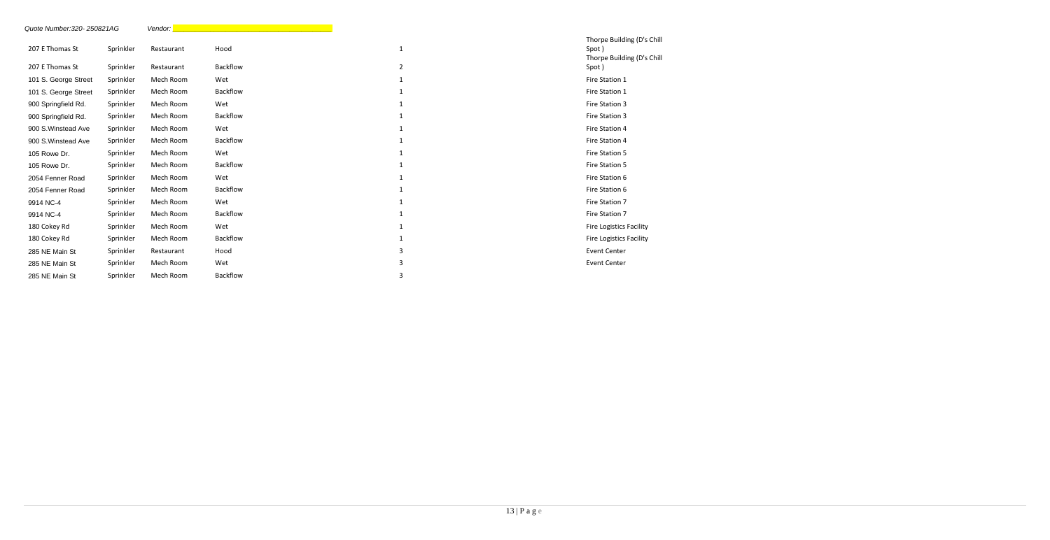*Quote Number:320- 250821AG* *Vendor:* ___________________________

| | | | | | |
|---|---|---|---|---|---|
| 207 E Thomas St | Sprinkler | Restaurant | Hood | 1 | Thorpe Building (D's Chill Spot ) |
| 207 E Thomas St | Sprinkler | Restaurant | Backflow | 2 | Thorpe Building (D's Chill Spot ) |
| 101 S. George Street | Sprinkler | Mech Room | Wet | 1 | Fire Station 1 |
| 101 S. George Street | Sprinkler | Mech Room | Backflow | 1 | Fire Station 1 |
| 900 Springfield Rd. | Sprinkler | Mech Room | Wet | 1 | Fire Station 3 |
| 900 Springfield Rd. | Sprinkler | Mech Room | Backflow | 1 | Fire Station 3 |
| 900 S.Winstead Ave | Sprinkler | Mech Room | Wet | 1 | Fire Station 4 |
| 900 S.Winstead Ave | Sprinkler | Mech Room | Backflow | 1 | Fire Station 4 |
| 105 Rowe Dr. | Sprinkler | Mech Room | Wet | 1 | Fire Station 5 |
| 105 Rowe Dr. | Sprinkler | Mech Room | Backflow | 1 | Fire Station 5 |
| 2054 Fenner Road | Sprinkler | Mech Room | Wet | 1 | Fire Station 6 |
| 2054 Fenner Road | Sprinkler | Mech Room | Backflow | 1 | Fire Station 6 |
| 9914 NC-4 | Sprinkler | Mech Room | Wet | 1 | Fire Station 7 |
| 9914 NC-4 | Sprinkler | Mech Room | Backflow | 1 | Fire Station 7 |
| 180 Cokey Rd | Sprinkler | Mech Room | Wet | 1 | Fire Logistics Facility |
| 180 Cokey Rd | Sprinkler | Mech Room | Backflow | 1 | Fire Logistics Facility |
| 285 NE Main St | Sprinkler | Restaurant | Hood | 3 | Event Center |
| 285 NE Main St | Sprinkler | Mech Room | Wet | 3 | Event Center |
| 285 NE Main St | Sprinkler | Mech Room | Backflow | 3 | |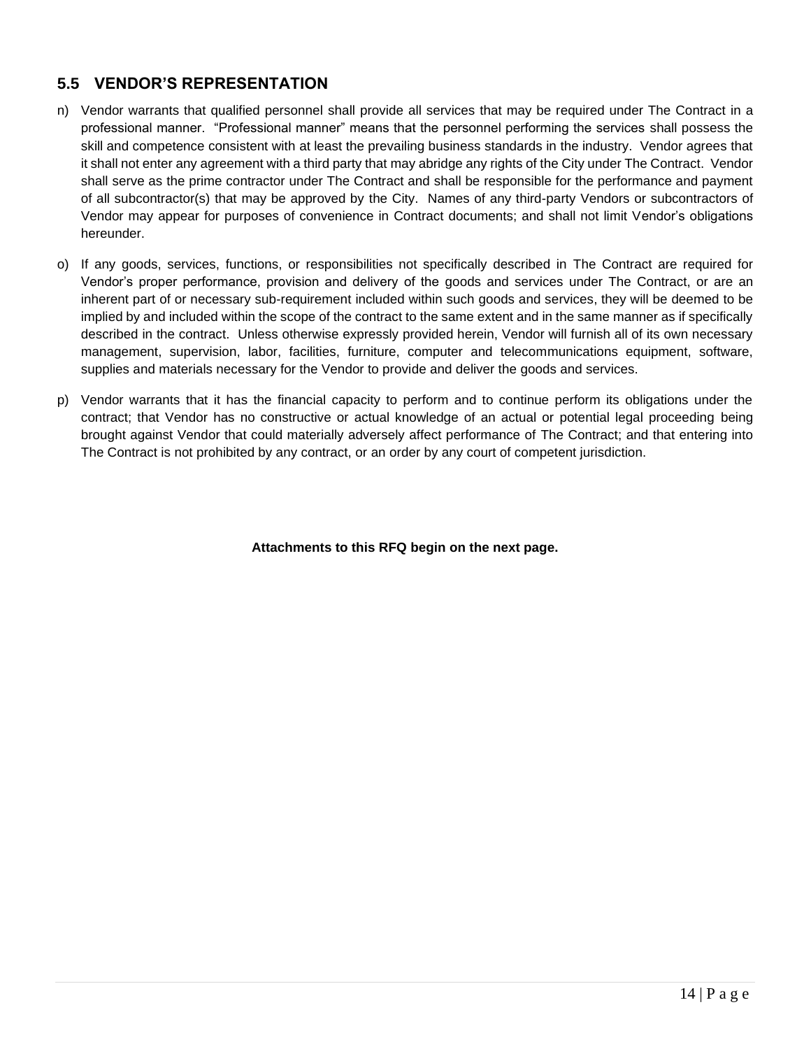## 5.5 VENDOR'S REPRESENTATION

n) Vendor warrants that qualified personnel shall provide all services that may be required under The Contract in a professional manner. "Professional manner" means that the personnel performing the services shall possess the skill and competence consistent with at least the prevailing business standards in the industry. Vendor agrees that it shall not enter any agreement with a third party that may abridge any rights of the City under The Contract. Vendor shall serve as the prime contractor under The Contract and shall be responsible for the performance and payment of all subcontractor(s) that may be approved by the City. Names of any third-party Vendors or subcontractors of Vendor may appear for purposes of convenience in Contract documents; and shall not limit Vendor's obligations hereunder.

o) If any goods, services, functions, or responsibilities not specifically described in The Contract are required for Vendor's proper performance, provision and delivery of the goods and services under The Contract, or are an inherent part of or necessary sub-requirement included within such goods and services, they will be deemed to be implied by and included within the scope of the contract to the same extent and in the same manner as if specifically described in the contract. Unless otherwise expressly provided herein, Vendor will furnish all of its own necessary management, supervision, labor, facilities, furniture, computer and telecommunications equipment, software, supplies and materials necessary for the Vendor to provide and deliver the goods and services.

p) Vendor warrants that it has the financial capacity to perform and to continue perform its obligations under the contract; that Vendor has no constructive or actual knowledge of an actual or potential legal proceeding being brought against Vendor that could materially adversely affect performance of The Contract; and that entering into The Contract is not prohibited by any contract, or an order by any court of competent jurisdiction.

**Attachments to this RFQ begin on the next page.**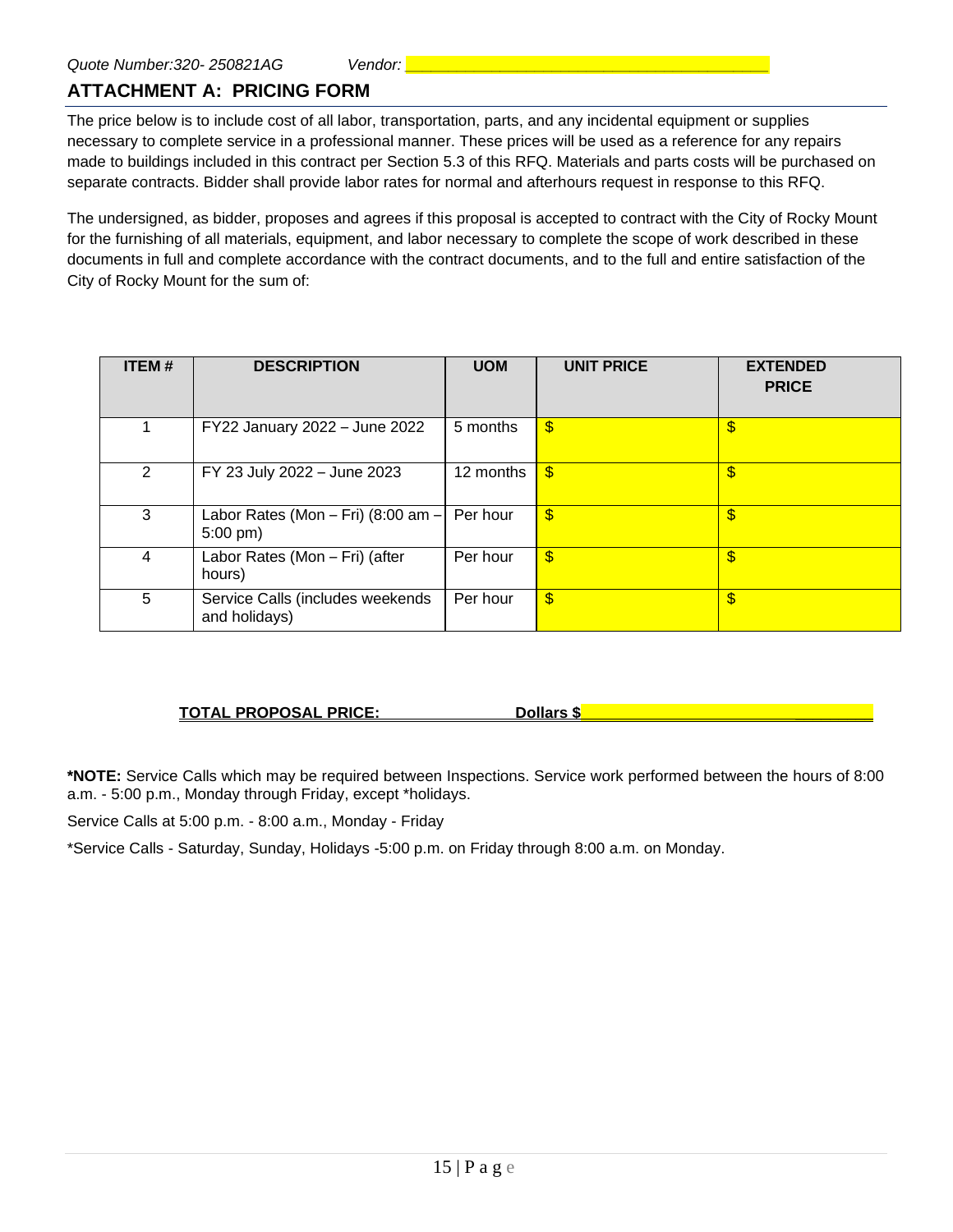*Quote Number:320- 250821AG* *Vendor: ______________________________________*

## ATTACHMENT A: PRICING FORM

The price below is to include cost of all labor, transportation, parts, and any incidental equipment or supplies necessary to complete service in a professional manner. These prices will be used as a reference for any repairs made to buildings included in this contract per Section 5.3 of this RFQ. Materials and parts costs will be purchased on separate contracts. Bidder shall provide labor rates for normal and afterhours request in response to this RFQ.

The undersigned, as bidder, proposes and agrees if this proposal is accepted to contract with the City of Rocky Mount for the furnishing of all materials, equipment, and labor necessary to complete the scope of work described in these documents in full and complete accordance with the contract documents, and to the full and entire satisfaction of the City of Rocky Mount for the sum of:

| ITEM # | DESCRIPTION | UOM | UNIT PRICE | EXTENDED PRICE |
|---|---|---|---|---|
| 1 | FY22 January 2022 – June 2022 | 5 months | $ | $ |
| 2 | FY 23 July 2022 – June 2023 | 12 months | $ | $ |
| 3 | Labor Rates (Mon – Fri) (8:00 am – 5:00 pm) | Per hour | $ | $ |
| 4 | Labor Rates (Mon – Fri) (after hours) | Per hour | $ | $ |
| 5 | Service Calls (includes weekends and holidays) | Per hour | $ | $ |

**TOTAL PROPOSAL PRICE:** **Dollars $______________________________**

**\*NOTE:** Service Calls which may be required between Inspections. Service work performed between the hours of 8:00 a.m. - 5:00 p.m., Monday through Friday, except *holidays.

Service Calls at 5:00 p.m. - 8:00 a.m., Monday - Friday

*Service Calls - Saturday, Sunday, Holidays -5:00 p.m. on Friday through 8:00 a.m. on Monday.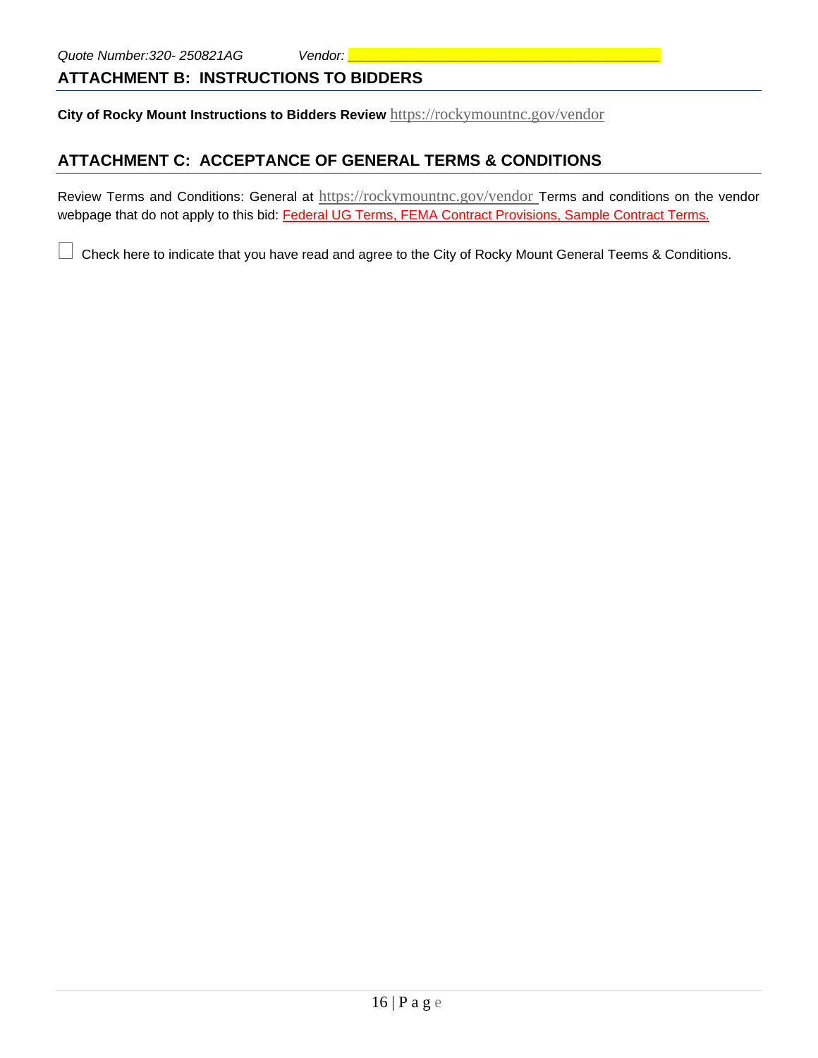## ATTACHMENT B: INSTRUCTIONS TO BIDDERS

**City of Rocky Mount Instructions to Bidders Review** https://rockymountnc.gov/vendor

## ATTACHMENT C: ACCEPTANCE OF GENERAL TERMS & CONDITIONS

Review Terms and Conditions: General at https://rockymountnc.gov/vendor Terms and conditions on the vendor webpage that do not apply to this bid: Federal UG Terms, FEMA Contract Provisions, Sample Contract Terms.

☐ Check here to indicate that you have read and agree to the City of Rocky Mount General Teems & Conditions.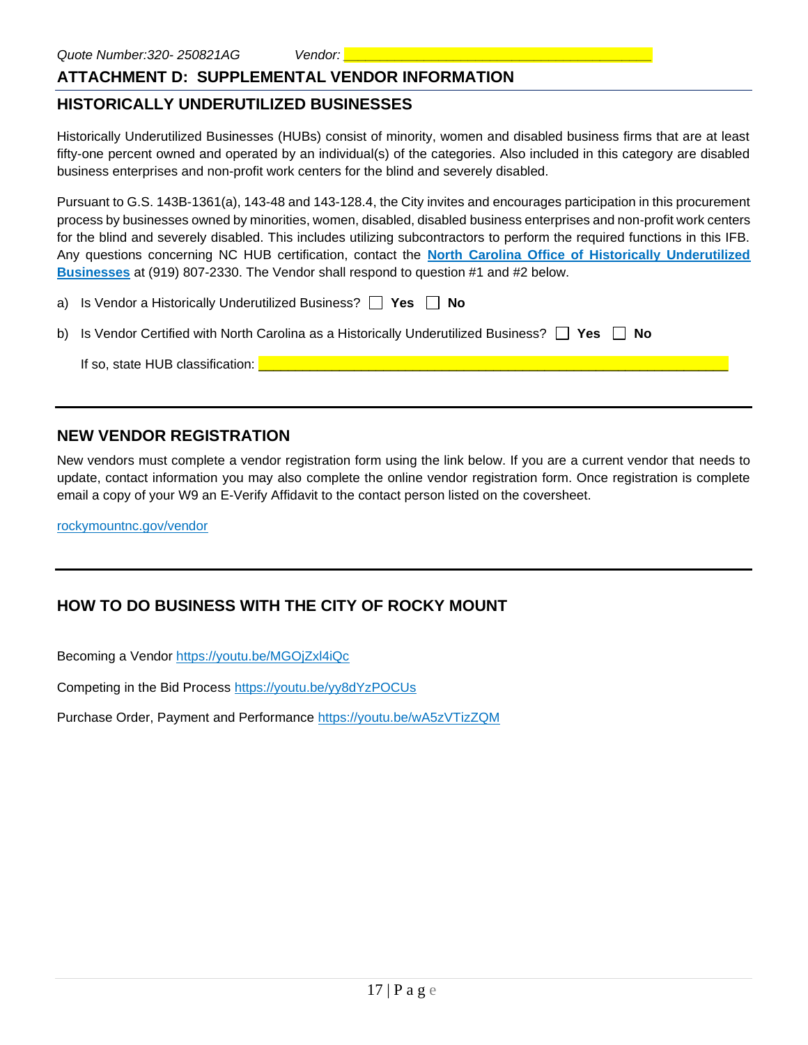*Quote Number:320- 250821AG* *Vendor: \_\_\_\_\_\_\_\_\_\_\_\_\_\_\_\_\_\_\_\_\_\_\_\_\_\_\_\_\_\_\_\_\_\_\_\_\_\_\_\_*

## ATTACHMENT D: SUPPLEMENTAL VENDOR INFORMATION

## HISTORICALLY UNDERUTILIZED BUSINESSES

Historically Underutilized Businesses (HUBs) consist of minority, women and disabled business firms that are at least fifty-one percent owned and operated by an individual(s) of the categories. Also included in this category are disabled business enterprises and non-profit work centers for the blind and severely disabled.

Pursuant to G.S. 143B-1361(a), 143-48 and 143-128.4, the City invites and encourages participation in this procurement process by businesses owned by minorities, women, disabled, disabled business enterprises and non-profit work centers for the blind and severely disabled. This includes utilizing subcontractors to perform the required functions in this IFB. Any questions concerning NC HUB certification, contact the **North Carolina Office of Historically Underutilized Businesses** at (919) 807-2330. The Vendor shall respond to question #1 and #2 below.

a) Is Vendor a Historically Underutilized Business? ☐ **Yes** ☐ **No**

b) Is Vendor Certified with North Carolina as a Historically Underutilized Business? ☐ **Yes** ☐ **No**

If so, state HUB classification: \_\_\_\_\_\_\_\_\_\_\_\_\_\_\_\_\_\_\_\_\_\_\_\_\_\_\_\_\_\_\_\_\_\_\_\_\_\_\_\_\_\_\_\_\_\_\_\_\_\_\_\_\_\_\_\_

---

## NEW VENDOR REGISTRATION

New vendors must complete a vendor registration form using the link below. If you are a current vendor that needs to update, contact information you may also complete the online vendor registration form. Once registration is complete email a copy of your W9 an E-Verify Affidavit to the contact person listed on the coversheet.

rockymountnc.gov/vendor

---

## HOW TO DO BUSINESS WITH THE CITY OF ROCKY MOUNT

Becoming a Vendor https://youtu.be/MGOjZxl4iQc

Competing in the Bid Process https://youtu.be/yy8dYzPOCUs

Purchase Order, Payment and Performance https://youtu.be/wA5zVTizZQM